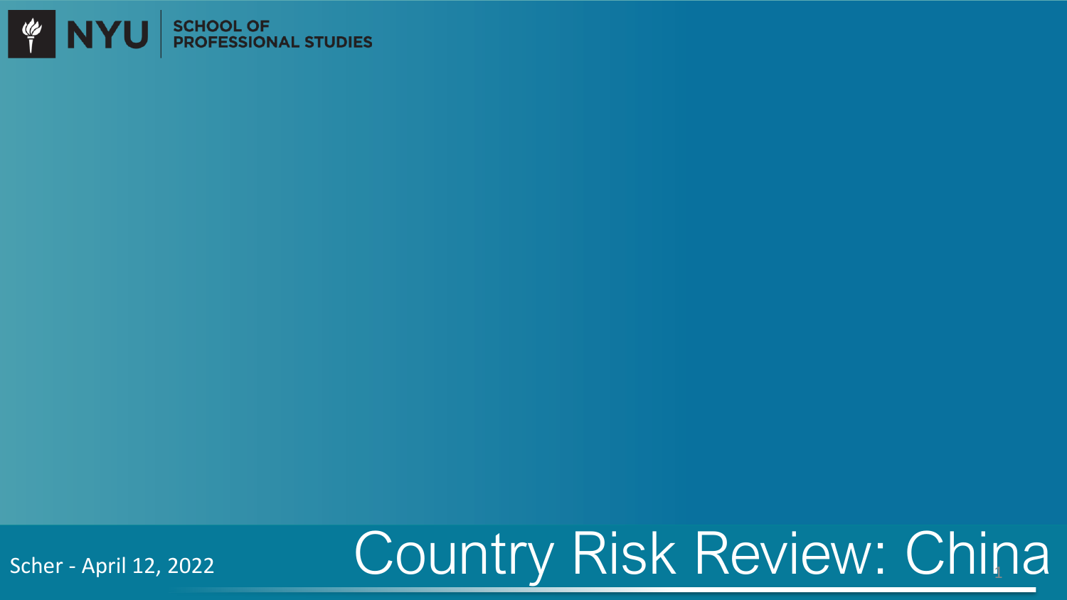NYU SCHOOL OF PROFESSIONAL STUDIES

# Country Risk Review: China

Scher - April 12, 2022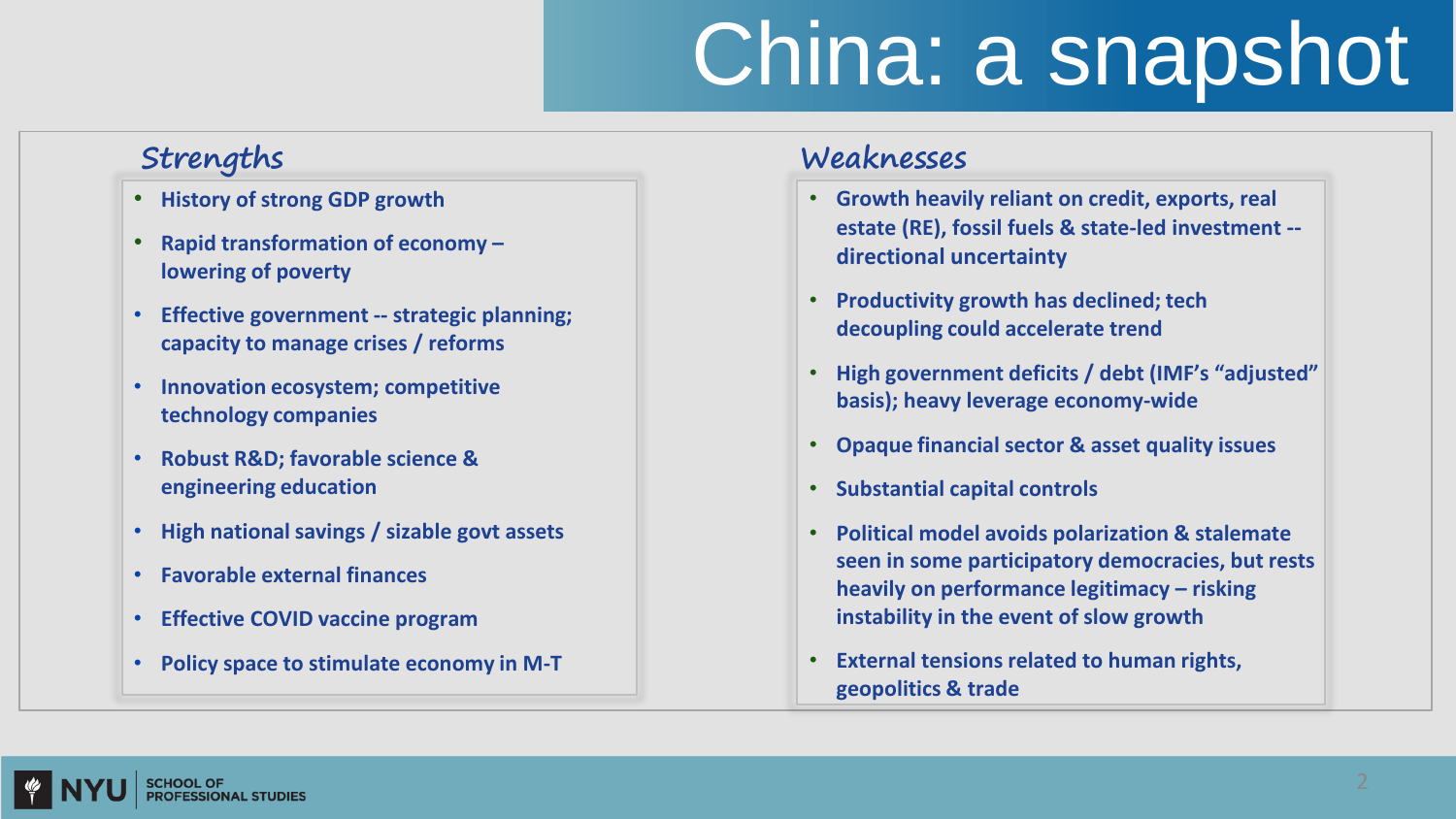# China: a snapshot

## Strengths

- History of strong GDP growth
- Rapid transformation of economy – lowering of poverty
- Effective government -- strategic planning; capacity to manage crises / reforms
- Innovation ecosystem; competitive technology companies
- Robust R&D; favorable science & engineering education
- High national savings / sizable govt assets
- Favorable external finances
- Effective COVID vaccine program
- Policy space to stimulate economy in M-T

## Weaknesses

- Growth heavily reliant on credit, exports, real estate (RE), fossil fuels & state-led investment -- directional uncertainty
- Productivity growth has declined; tech decoupling could accelerate trend
- High government deficits / debt (IMF's "adjusted" basis); heavy leverage economy-wide
- Opaque financial sector & asset quality issues
- Substantial capital controls
- Political model avoids polarization & stalemate seen in some participatory democracies, but rests heavily on performance legitimacy – risking instability in the event of slow growth
- External tensions related to human rights, geopolitics & trade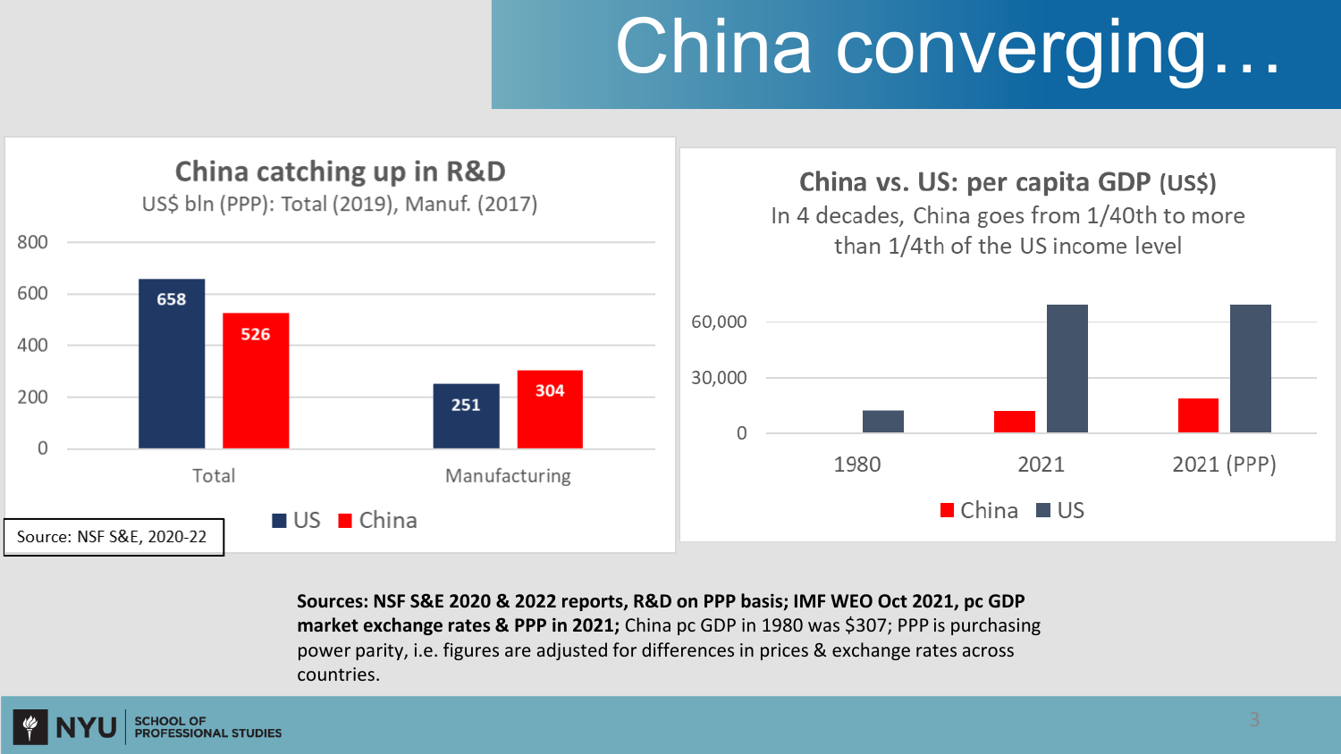# China converging…

## China catching up in R&D

US$ bln (PPP): Total (2019), Manuf. (2017)

| | US | China |
|---|---|---|
| Total | 658 | 526 |
| Manufacturing | 251 | 304 |

Source: NSF S&E, 2020-22

## China vs. US: per capita GDP (US$)

In 4 decades, China goes from 1/40th to more than 1/4th of the US income level

(Bar chart: China and US per capita GDP for 1980, 2021, and 2021 (PPP); axis 0, 30,000, 60,000)

**Sources: NSF S&E 2020 & 2022 reports, R&D on PPP basis; IMF WEO Oct 2021, pc GDP market exchange rates & PPP in 2021;** China pc GDP in 1980 was $307; PPP is purchasing power parity, i.e. figures are adjusted for differences in prices & exchange rates across countries.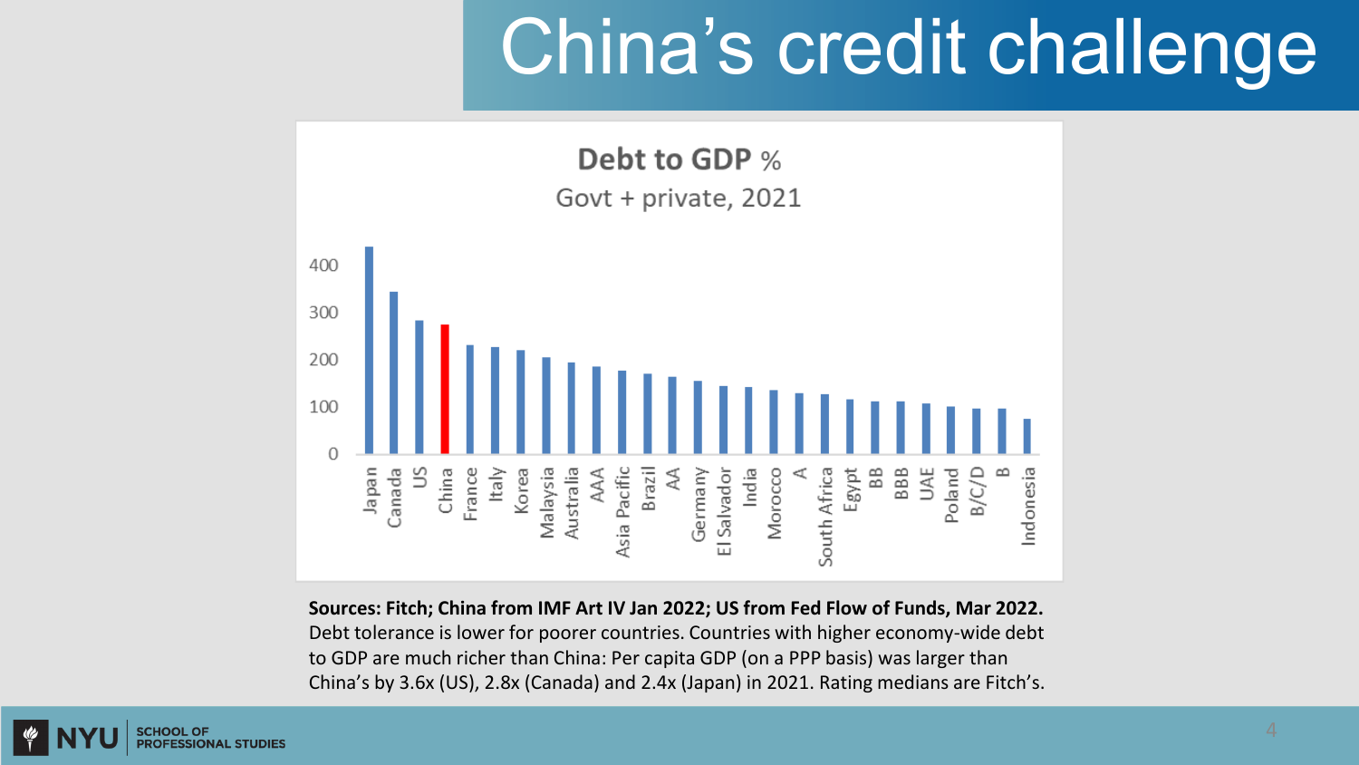# China's credit challenge

**Debt to GDP %**

Govt + private, 2021

**Sources: Fitch; China from IMF Art IV Jan 2022; US from Fed Flow of Funds, Mar 2022.**
Debt tolerance is lower for poorer countries. Countries with higher economy-wide debt to GDP are much richer than China: Per capita GDP (on a PPP basis) was larger than China's by 3.6x (US), 2.8x (Canada) and 2.4x (Japan) in 2021. Rating medians are Fitch's.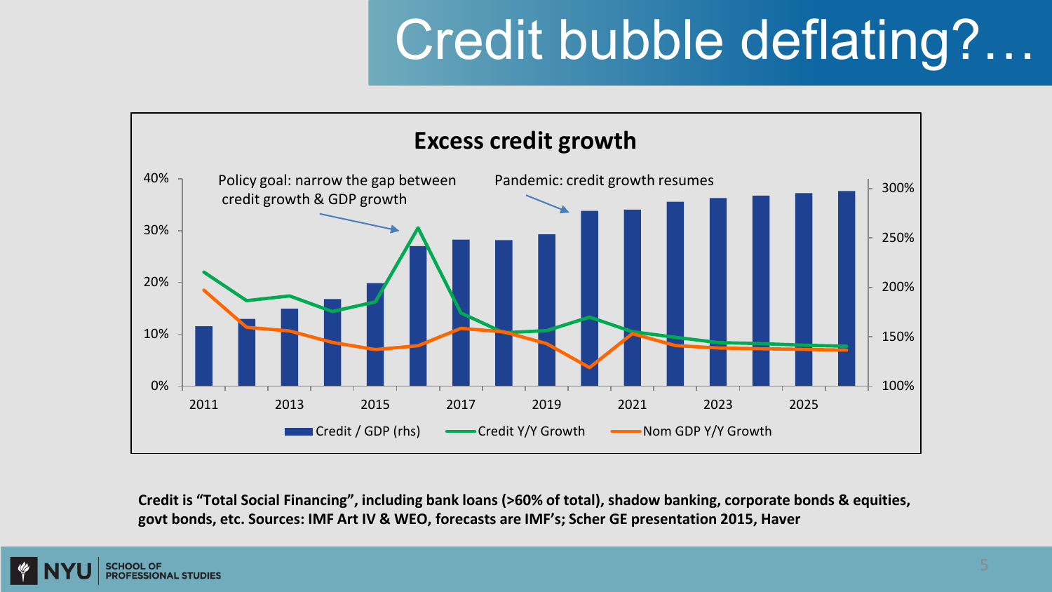# Credit bubble deflating?…

**Excess credit growth**

Policy goal: narrow the gap between credit growth & GDP growth

Pandemic: credit growth resumes

Credit / GDP (rhs) | Credit Y/Y Growth | Nom GDP Y/Y Growth

**Credit is "Total Social Financing", including bank loans (>60% of total), shadow banking, corporate bonds & equities, govt bonds, etc. Sources: IMF Art IV & WEO, forecasts are IMF's; Scher GE presentation 2015, Haver**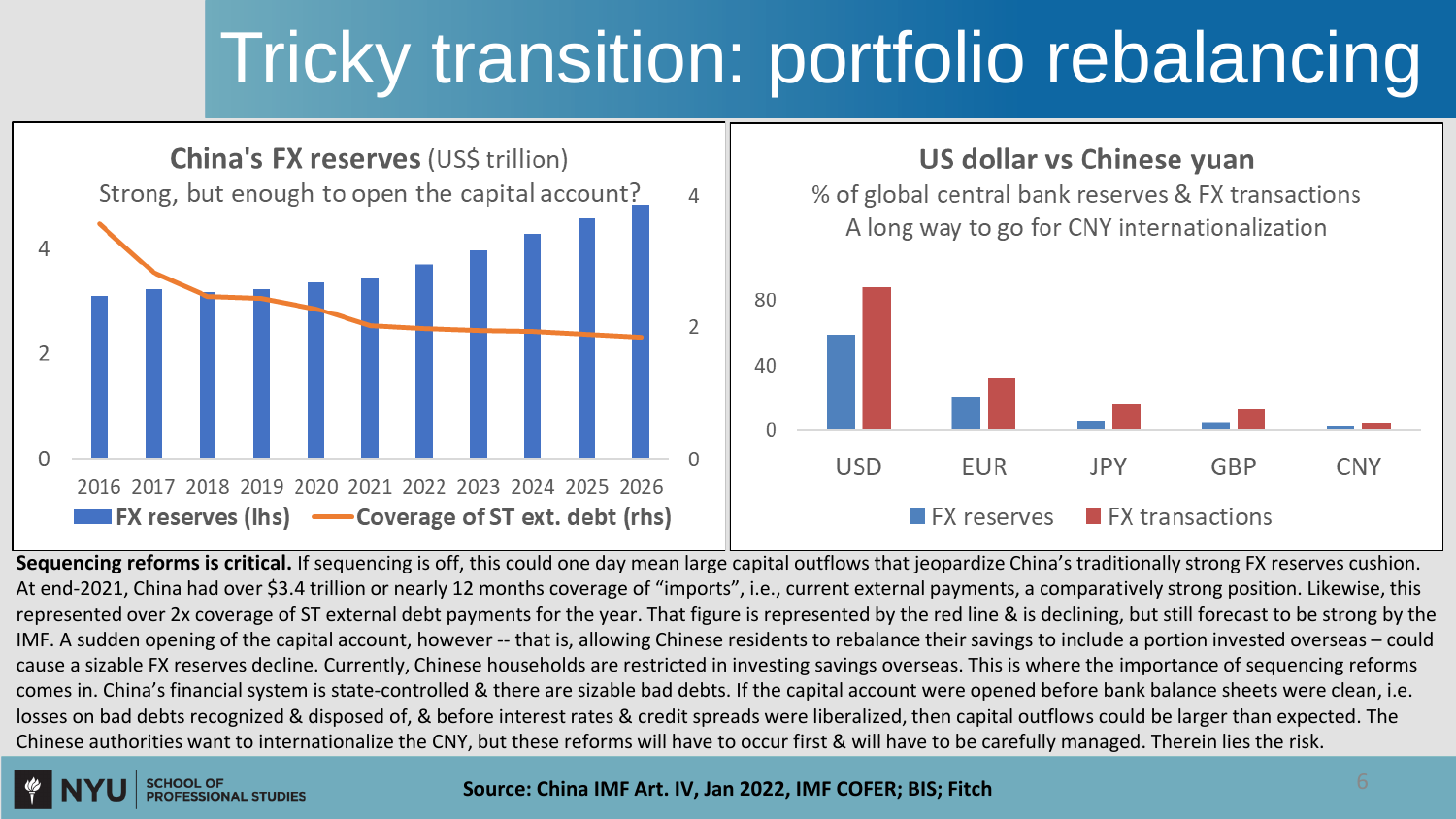# Tricky transition: portfolio rebalancing

**China's FX reserves** (US$ trillion)
Strong, but enough to open the capital account?

FX reserves (lhs) — Coverage of ST ext. debt (rhs)

**US dollar vs Chinese yuan**
% of global central bank reserves & FX transactions
A long way to go for CNY internationalization

FX reserves — FX transactions

**Sequencing reforms is critical.** If sequencing is off, this could one day mean large capital outflows that jeopardize China's traditionally strong FX reserves cushion. At end-2021, China had over $3.4 trillion or nearly 12 months coverage of "imports", i.e., current external payments, a comparatively strong position. Likewise, this represented over 2x coverage of ST external debt payments for the year. That figure is represented by the red line & is declining, but still forecast to be strong by the IMF. A sudden opening of the capital account, however -- that is, allowing Chinese residents to rebalance their savings to include a portion invested overseas – could cause a sizable FX reserves decline. Currently, Chinese households are restricted in investing savings overseas. This is where the importance of sequencing reforms comes in. China's financial system is state-controlled & there are sizable bad debts. If the capital account were opened before bank balance sheets were clean, i.e. losses on bad debts recognized & disposed of, & before interest rates & credit spreads were liberalized, then capital outflows could be larger than expected. The Chinese authorities want to internationalize the CNY, but these reforms will have to occur first & will have to be carefully managed. Therein lies the risk.

**Source: China IMF Art. IV, Jan 2022, IMF COFER; BIS; Fitch**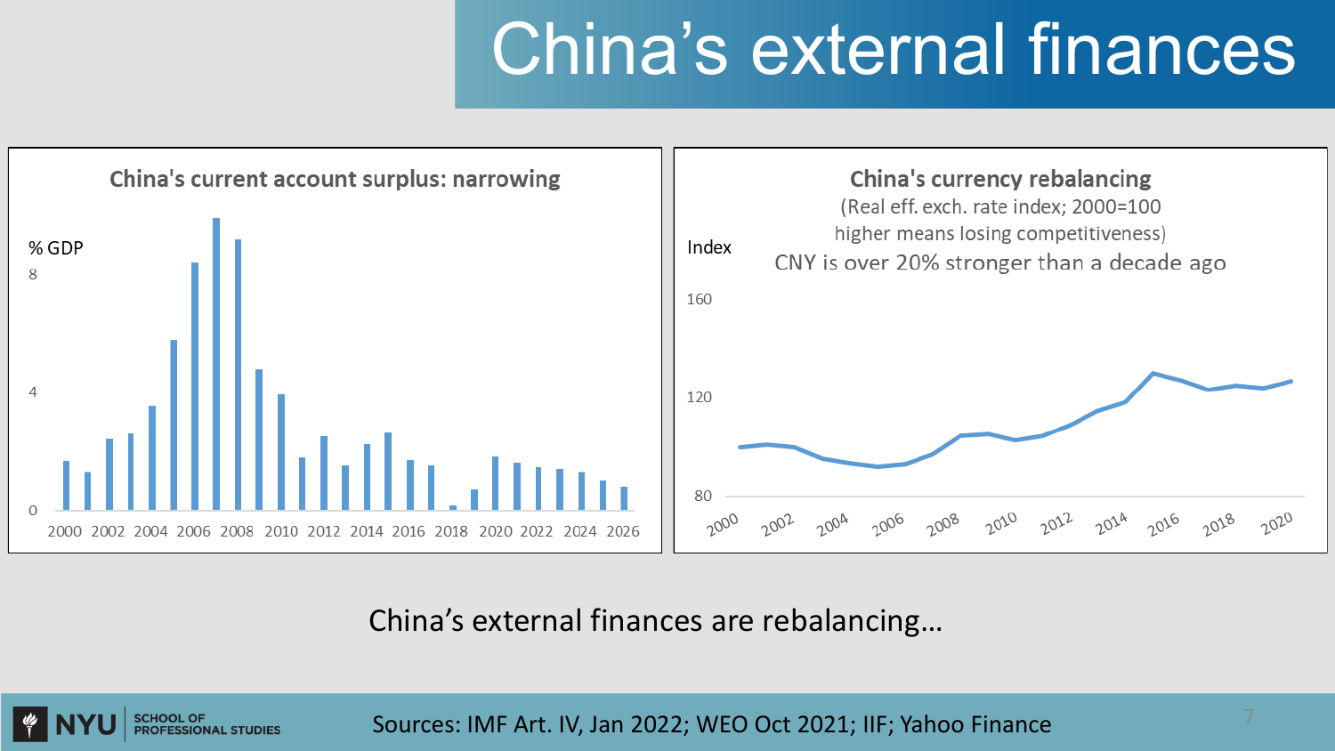# China's external finances

**China's current account surplus: narrowing**

% GDP

8

4

0

2000 2002 2004 2006 2008 2010 2012 2014 2016 2018 2020 2022 2024 2026

**China's currency rebalancing**

(Real eff. exch. rate index; 2000=100 higher means losing competitiveness)

CNY is over 20% stronger than a decade ago

Index

160

120

80

2000 2002 2004 2006 2008 2010 2012 2014 2016 2018 2020

China's external finances are rebalancing…

Sources: IMF Art. IV, Jan 2022; WEO Oct 2021; IIF; Yahoo Finance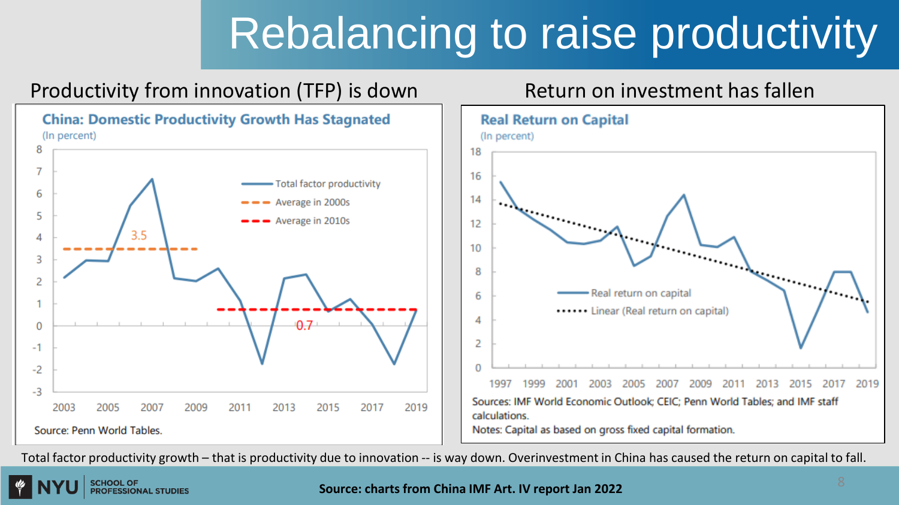# Rebalancing to raise productivity

## Productivity from innovation (TFP) is down

**China: Domestic Productivity Growth Has Stagnated**
(In percent)

- Total factor productivity
- Average in 2000s: 3.5
- Average in 2010s: 0.7

Source: Penn World Tables.

## Return on investment has fallen

**Real Return on Capital**
(In percent)

- Real return on capital
- Linear (Real return on capital)

Sources: IMF World Economic Outlook; CEIC; Penn World Tables; and IMF staff calculations.
Notes: Capital as based on gross fixed capital formation.

Total factor productivity growth – that is productivity due to innovation -- is way down. Overinvestment in China has caused the return on capital to fall.

**Source: charts from China IMF Art. IV report Jan 2022**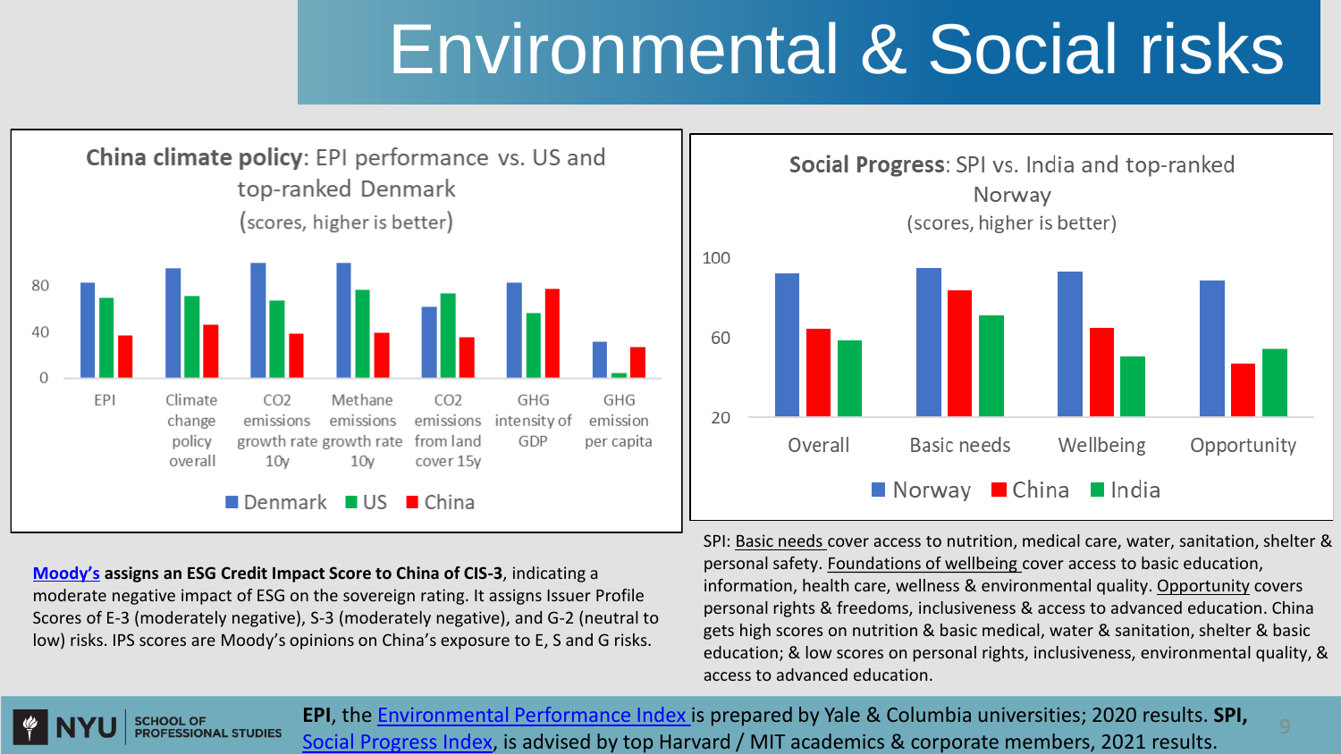# Environmental & Social risks

**China climate policy**: EPI performance vs. US and top-ranked Denmark
(scores, higher is better)

Categories: EPI; Climate change policy overall; $CO_2$ emissions growth rate 10y; Methane emissions growth rate 10y; $CO_2$ emissions from land cover 15y; GHG intensity of GDP; GHG emission per capita

Legend: Denmark, US, China

**Social Progress**: SPI vs. India and top-ranked Norway
(scores, higher is better)

Categories: Overall; Basic needs; Wellbeing; Opportunity

Legend: Norway, China, India

**Moody's assigns an ESG Credit Impact Score to China of CIS-3**, indicating a moderate negative impact of ESG on the sovereign rating. It assigns Issuer Profile Scores of E-3 (moderately negative), S-3 (moderately negative), and G-2 (neutral to low) risks. IPS scores are Moody's opinions on China's exposure to E, S and G risks.

SPI: Basic needs cover access to nutrition, medical care, water, sanitation, shelter & personal safety. Foundations of wellbeing cover access to basic education, information, health care, wellness & environmental quality. Opportunity covers personal rights & freedoms, inclusiveness & access to advanced education. China gets high scores on nutrition & basic medical, water & sanitation, shelter & basic education; & low scores on personal rights, inclusiveness, environmental quality, & access to advanced education.

**EPI**, the Environmental Performance Index is prepared by Yale & Columbia universities; 2020 results. **SPI,** Social Progress Index, is advised by top Harvard / MIT academics & corporate members, 2021 results.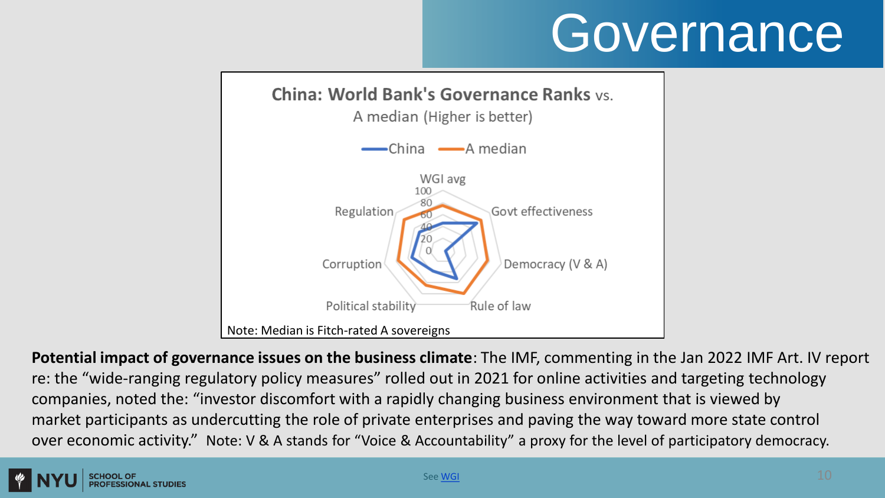# Governance

**China: World Bank's Governance Ranks** vs.
A median (Higher is better)

China — A median

WGI avg
100
80
60
40
20
0

Regulation

Govt effectiveness

Corruption

Democracy (V & A)

Political stability

Rule of law

Note: Median is Fitch-rated A sovereigns

**Potential impact of governance issues on the business climate**: The IMF, commenting in the Jan 2022 IMF Art. IV report re: the "wide-ranging regulatory policy measures" rolled out in 2021 for online activities and targeting technology companies, noted the: "investor discomfort with a rapidly changing business environment that is viewed by market participants as undercutting the role of private enterprises and paving the way toward more state control over economic activity." Note: V & A stands for "Voice & Accountability" a proxy for the level of participatory democracy.

See WGI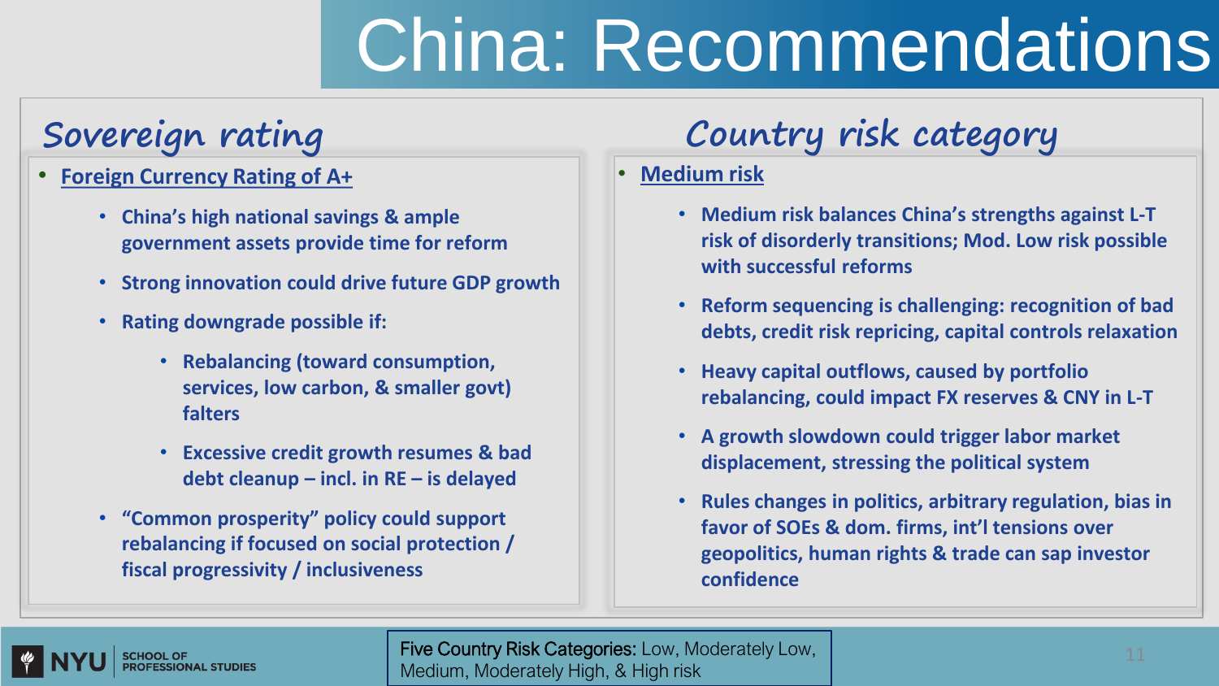# China: Recommendations

## Sovereign rating

- **Foreign Currency Rating of A+**
  - **China's high national savings & ample government assets provide time for reform**
  - **Strong innovation could drive future GDP growth**
  - **Rating downgrade possible if:**
    - **Rebalancing (toward consumption, services, low carbon, & smaller govt) falters**
    - **Excessive credit growth resumes & bad debt cleanup – incl. in RE – is delayed**
  - **"Common prosperity" policy could support rebalancing if focused on social protection / fiscal progressivity / inclusiveness**

## Country risk category

- **Medium risk**
  - **Medium risk balances China's strengths against L-T risk of disorderly transitions; Mod. Low risk possible with successful reforms**
  - **Reform sequencing is challenging: recognition of bad debts, credit risk repricing, capital controls relaxation**
  - **Heavy capital outflows, caused by portfolio rebalancing, could impact FX reserves & CNY in L-T**
  - **A growth slowdown could trigger labor market displacement, stressing the political system**
  - **Rules changes in politics, arbitrary regulation, bias in favor of SOEs & dom. firms, int'l tensions over geopolitics, human rights & trade can sap investor confidence**

Five Country Risk Categories: Low, Moderately Low, Medium, Moderately High, & High risk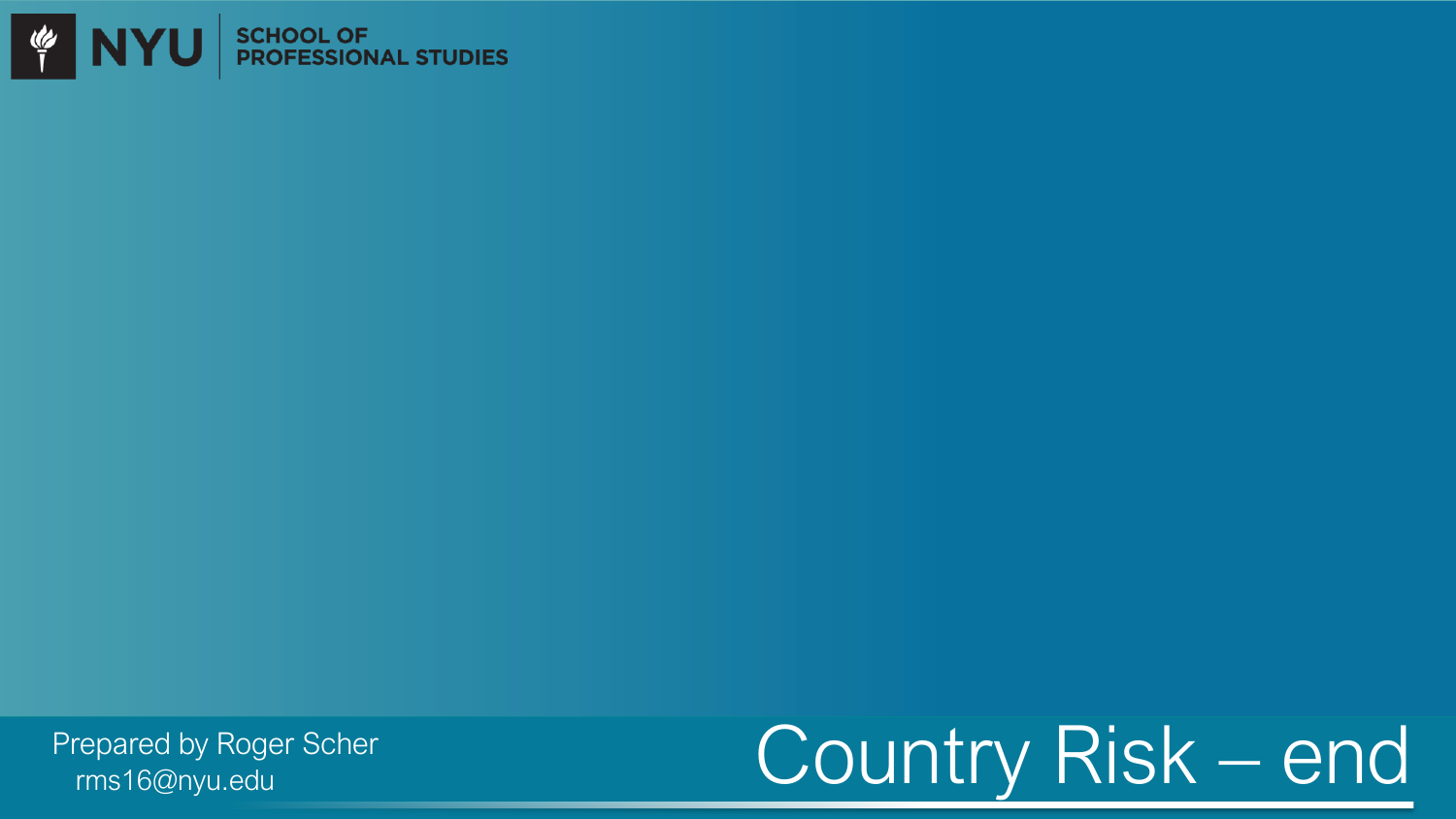# Country Risk – end

Prepared by Roger Scher
rms16@nyu.edu